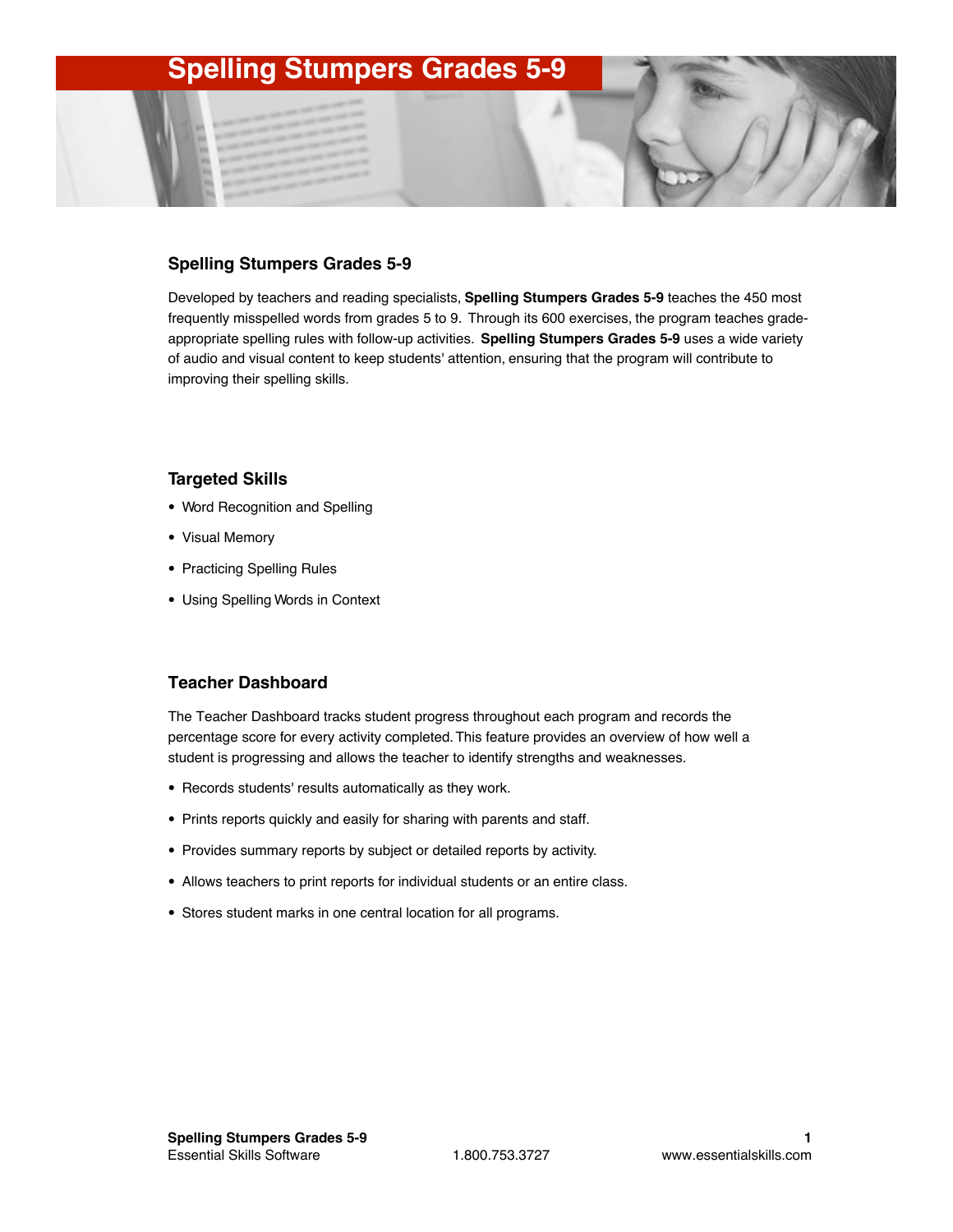# Spelling Stumpers Grades 5-9

## Spelling Stumpers Grades 5-9

Developed by teachers and reading specialists, **Spelling Stumpers Grades 5-9** teaches the 450 most frequently misspelled words from grades 5 to 9. Through its 600 exercises, the program teaches grade-appropriate spelling rules with follow-up activities. **Spelling Stumpers Grades 5-9** uses a wide variety of audio and visual content to keep students' attention, ensuring that the program will contribute to improving their spelling skills.

## Targeted Skills

- Word Recognition and Spelling
- Visual Memory
- Practicing Spelling Rules
- Using Spelling Words in Context

## Teacher Dashboard

The Teacher Dashboard tracks student progress throughout each program and records the percentage score for every activity completed. This feature provides an overview of how well a student is progressing and allows the teacher to identify strengths and weaknesses.

- Records students' results automatically as they work.
- Prints reports quickly and easily for sharing with parents and staff.
- Provides summary reports by subject or detailed reports by activity.
- Allows teachers to print reports for individual students or an entire class.
- Stores student marks in one central location for all programs.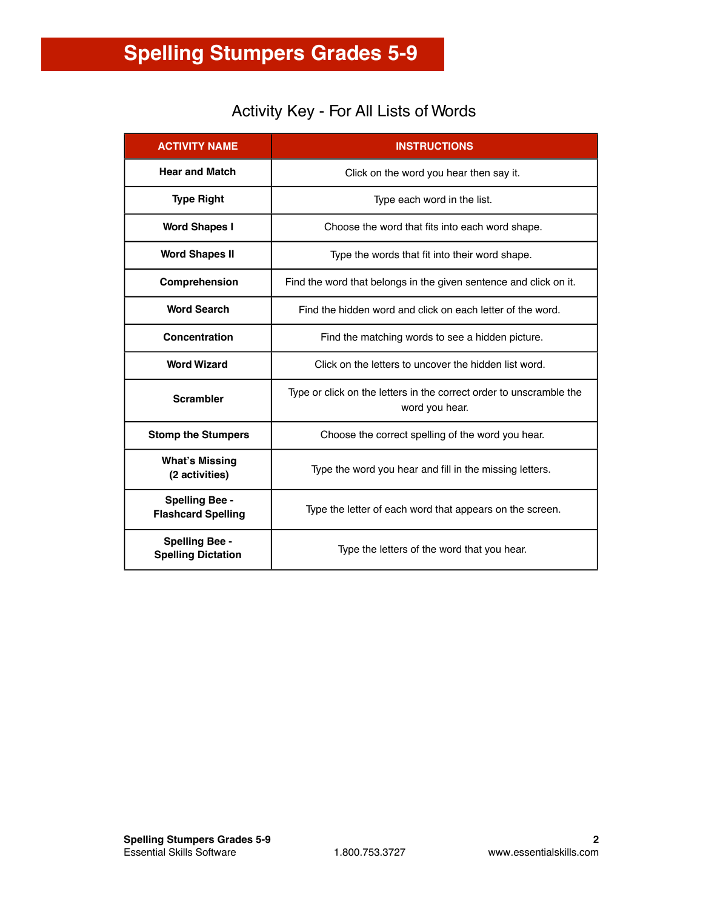# Spelling Stumpers Grades 5-9

## Activity Key - For All Lists of Words

| ACTIVITY NAME | INSTRUCTIONS |
|---|---|
| **Hear and Match** | Click on the word you hear then say it. |
| **Type Right** | Type each word in the list. |
| **Word Shapes I** | Choose the word that fits into each word shape. |
| **Word Shapes II** | Type the words that fit into their word shape. |
| **Comprehension** | Find the word that belongs in the given sentence and click on it. |
| **Word Search** | Find the hidden word and click on each letter of the word. |
| **Concentration** | Find the matching words to see a hidden picture. |
| **Word Wizard** | Click on the letters to uncover the hidden list word. |
| **Scrambler** | Type or click on the letters in the correct order to unscramble the word you hear. |
| **Stomp the Stumpers** | Choose the correct spelling of the word you hear. |
| **What's Missing (2 activities)** | Type the word you hear and fill in the missing letters. |
| **Spelling Bee - Flashcard Spelling** | Type the letter of each word that appears on the screen. |
| **Spelling Bee - Spelling Dictation** | Type the letters of the word that you hear. |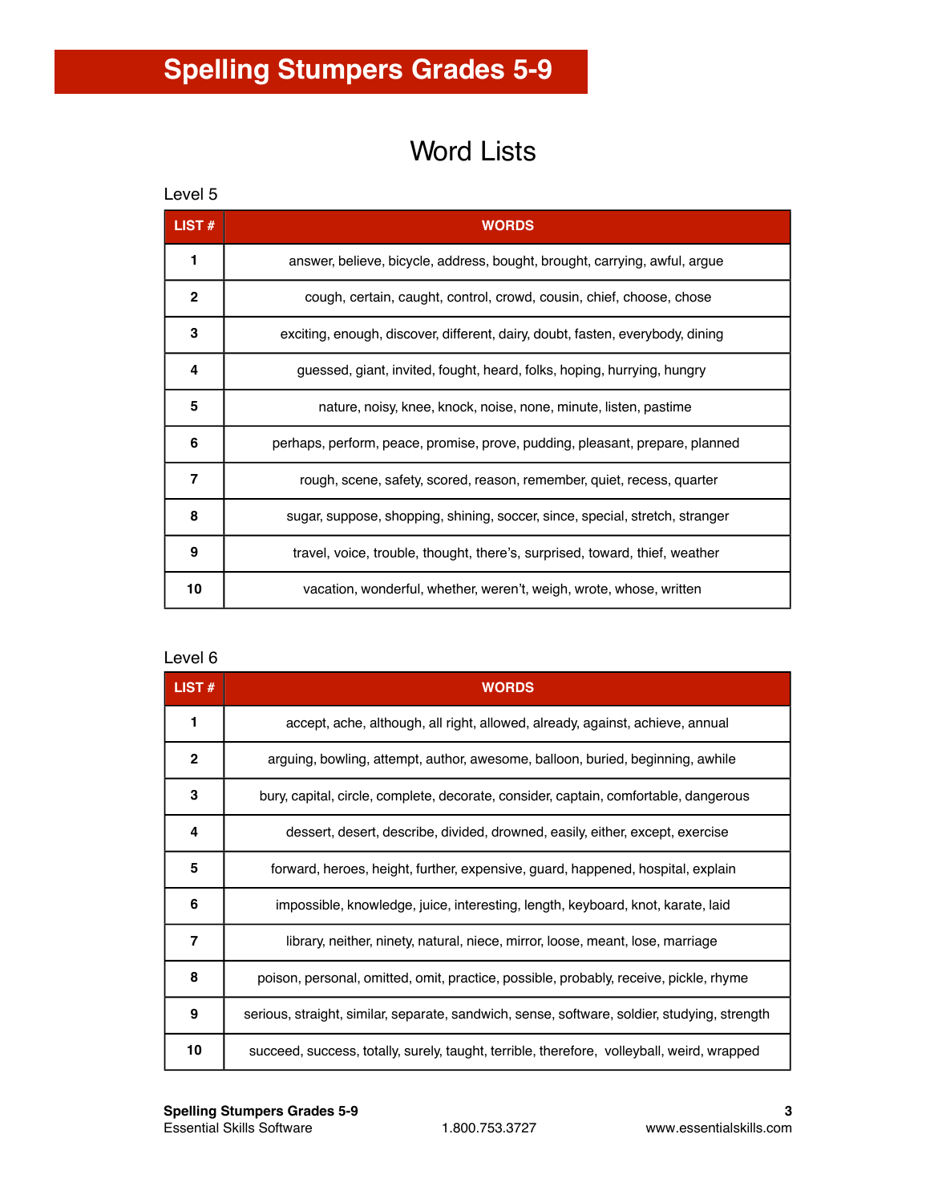# Word Lists

## Level 5

| LIST # | WORDS |
| --- | --- |
| 1 | answer, believe, bicycle, address, bought, brought, carrying, awful, argue |
| 2 | cough, certain, caught, control, crowd, cousin, chief, choose, chose |
| 3 | exciting, enough, discover, different, dairy, doubt, fasten, everybody, dining |
| 4 | guessed, giant, invited, fought, heard, folks, hoping, hurrying, hungry |
| 5 | nature, noisy, knee, knock, noise, none, minute, listen, pastime |
| 6 | perhaps, perform, peace, promise, prove, pudding, pleasant, prepare, planned |
| 7 | rough, scene, safety, scored, reason, remember, quiet, recess, quarter |
| 8 | sugar, suppose, shopping, shining, soccer, since, special, stretch, stranger |
| 9 | travel, voice, trouble, thought, there's, surprised, toward, thief, weather |
| 10 | vacation, wonderful, whether, weren't, weigh, wrote, whose, written |

## Level 6

| LIST # | WORDS |
| --- | --- |
| 1 | accept, ache, although, all right, allowed, already, against, achieve, annual |
| 2 | arguing, bowling, attempt, author, awesome, balloon, buried, beginning, awhile |
| 3 | bury, capital, circle, complete, decorate, consider, captain, comfortable, dangerous |
| 4 | dessert, desert, describe, divided, drowned, easily, either, except, exercise |
| 5 | forward, heroes, height, further, expensive, guard, happened, hospital, explain |
| 6 | impossible, knowledge, juice, interesting, length, keyboard, knot, karate, laid |
| 7 | library, neither, ninety, natural, niece, mirror, loose, meant, lose, marriage |
| 8 | poison, personal, omitted, omit, practice, possible, probably, receive, pickle, rhyme |
| 9 | serious, straight, similar, separate, sandwich, sense, software, soldier, studying, strength |
| 10 | succeed, success, totally, surely, taught, terrible, therefore, volleyball, weird, wrapped |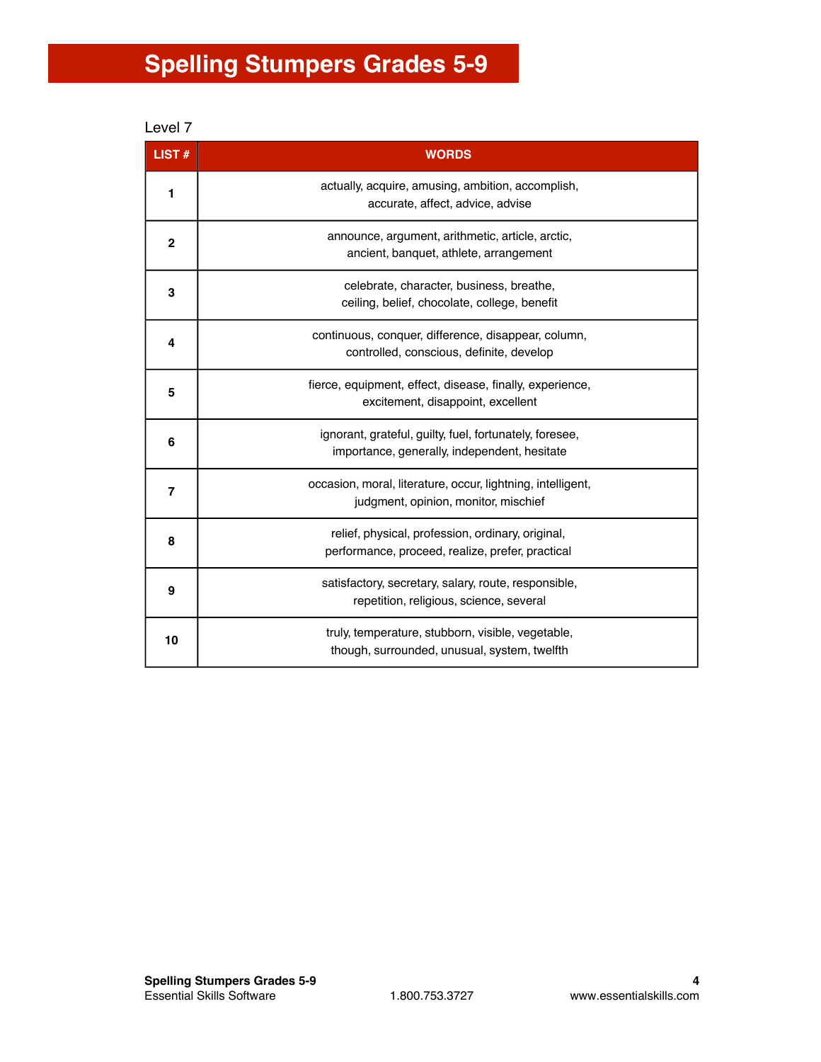# Spelling Stumpers Grades 5-9

Level 7

| LIST # | WORDS |
|---|---|
| 1 | actually, acquire, amusing, ambition, accomplish, accurate, affect, advice, advise |
| 2 | announce, argument, arithmetic, article, arctic, ancient, banquet, athlete, arrangement |
| 3 | celebrate, character, business, breathe, ceiling, belief, chocolate, college, benefit |
| 4 | continuous, conquer, difference, disappear, column, controlled, conscious, definite, develop |
| 5 | fierce, equipment, effect, disease, finally, experience, excitement, disappoint, excellent |
| 6 | ignorant, grateful, guilty, fuel, fortunately, foresee, importance, generally, independent, hesitate |
| 7 | occasion, moral, literature, occur, lightning, intelligent, judgment, opinion, monitor, mischief |
| 8 | relief, physical, profession, ordinary, original, performance, proceed, realize, prefer, practical |
| 9 | satisfactory, secretary, salary, route, responsible, repetition, religious, science, several |
| 10 | truly, temperature, stubborn, visible, vegetable, though, surrounded, unusual, system, twelfth |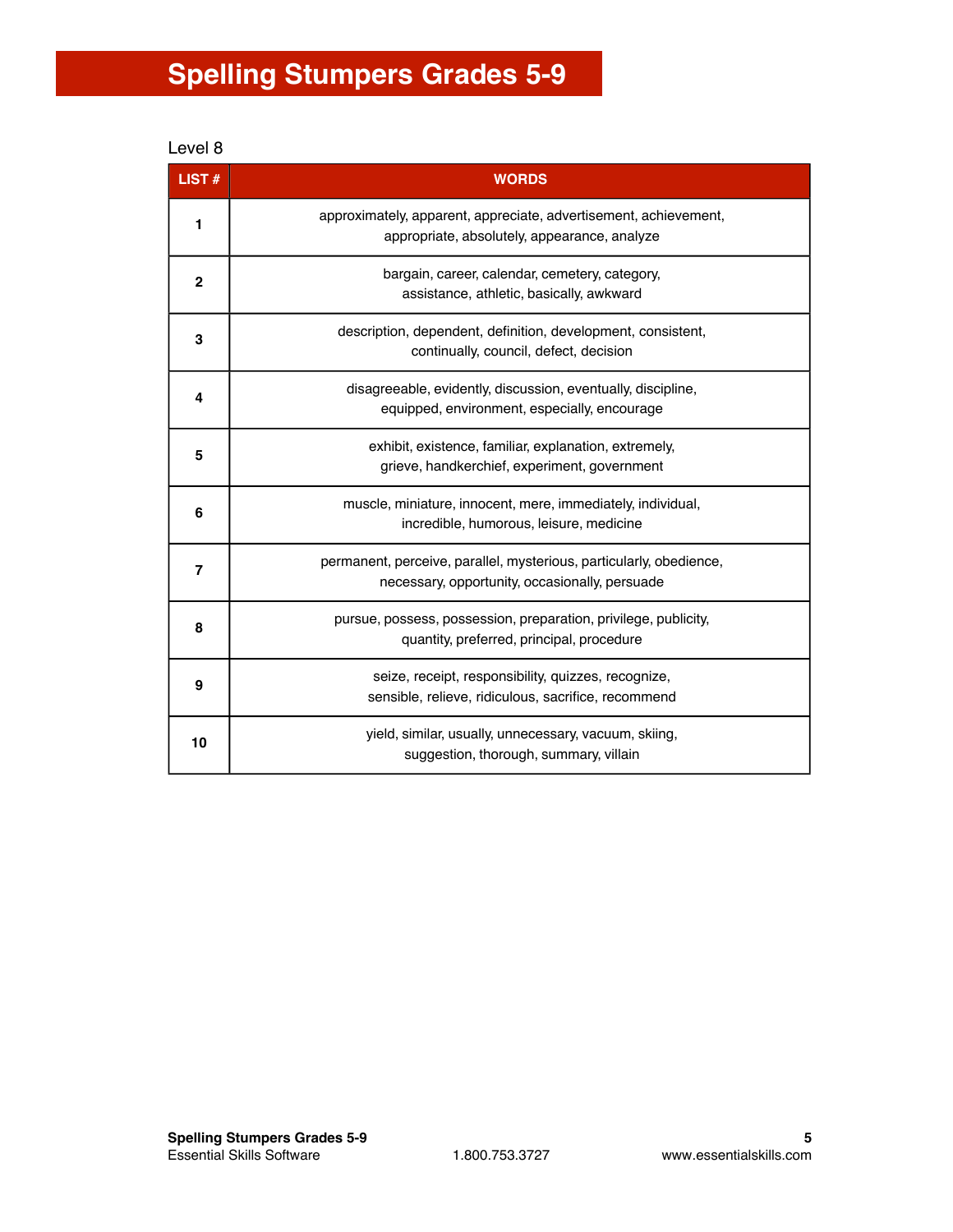# Spelling Stumpers Grades 5-9

Level 8

| LIST # | WORDS |
|---|---|
| 1 | approximately, apparent, appreciate, advertisement, achievement, appropriate, absolutely, appearance, analyze |
| 2 | bargain, career, calendar, cemetery, category, assistance, athletic, basically, awkward |
| 3 | description, dependent, definition, development, consistent, continually, council, defect, decision |
| 4 | disagreeable, evidently, discussion, eventually, discipline, equipped, environment, especially, encourage |
| 5 | exhibit, existence, familiar, explanation, extremely, grieve, handkerchief, experiment, government |
| 6 | muscle, miniature, innocent, mere, immediately, individual, incredible, humorous, leisure, medicine |
| 7 | permanent, perceive, parallel, mysterious, particularly, obedience, necessary, opportunity, occasionally, persuade |
| 8 | pursue, possess, possession, preparation, privilege, publicity, quantity, preferred, principal, procedure |
| 9 | seize, receipt, responsibility, quizzes, recognize, sensible, relieve, ridiculous, sacrifice, recommend |
| 10 | yield, similar, usually, unnecessary, vacuum, skiing, suggestion, thorough, summary, villain |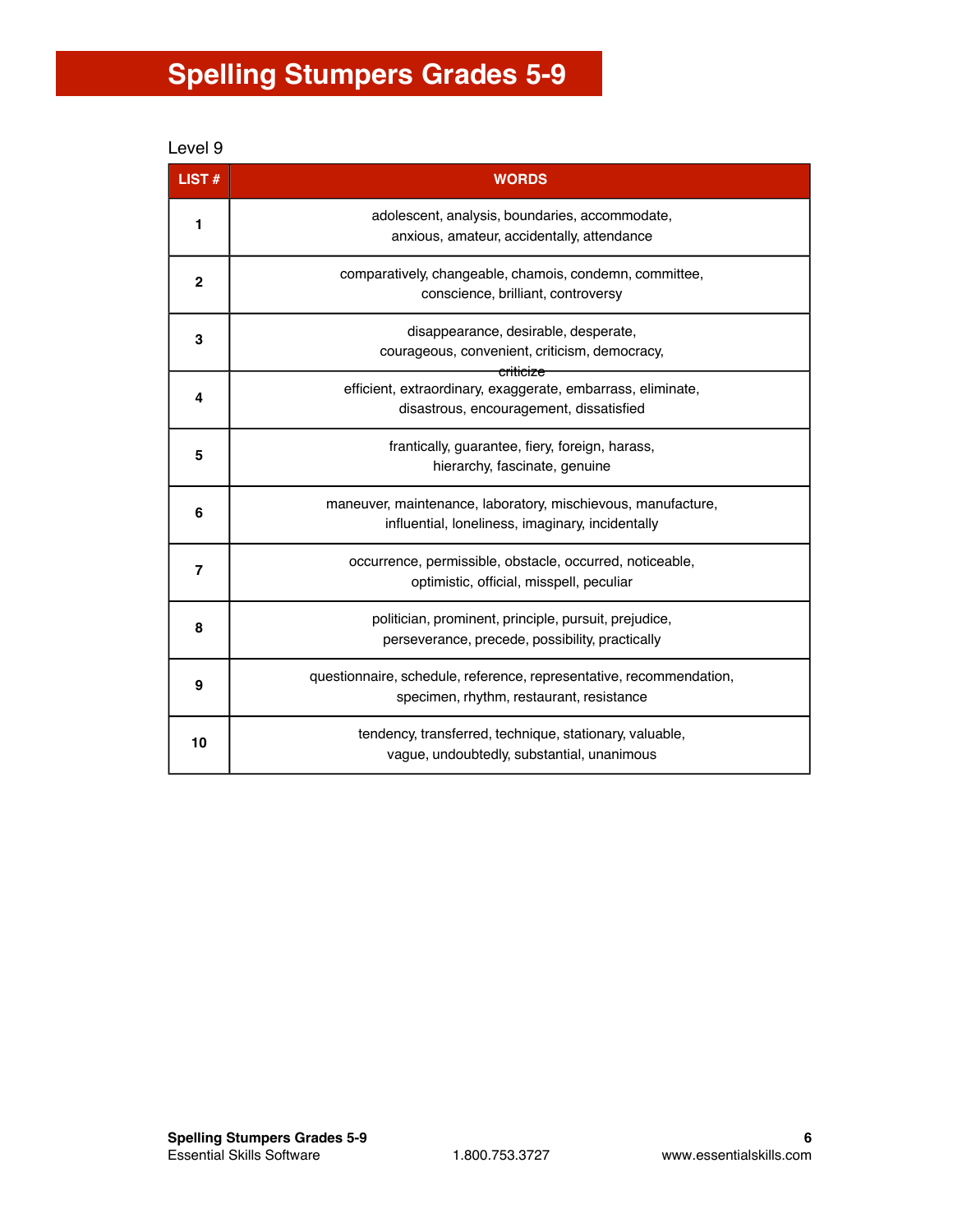# Spelling Stumpers Grades 5-9

Level 9

| LIST # | WORDS |
| --- | --- |
| 1 | adolescent, analysis, boundaries, accommodate, anxious, amateur, accidentally, attendance |
| 2 | comparatively, changeable, chamois, condemn, committee, conscience, brilliant, controversy |
| 3 | disappearance, desirable, desperate, courageous, convenient, criticism, democracy, criticize |
| 4 | efficient, extraordinary, exaggerate, embarrass, eliminate, disastrous, encouragement, dissatisfied |
| 5 | frantically, guarantee, fiery, foreign, harass, hierarchy, fascinate, genuine |
| 6 | maneuver, maintenance, laboratory, mischievous, manufacture, influential, loneliness, imaginary, incidentally |
| 7 | occurrence, permissible, obstacle, occurred, noticeable, optimistic, official, misspell, peculiar |
| 8 | politician, prominent, principle, pursuit, prejudice, perseverance, precede, possibility, practically |
| 9 | questionnaire, schedule, reference, representative, recommendation, specimen, rhythm, restaurant, resistance |
| 10 | tendency, transferred, technique, stationary, valuable, vague, undoubtedly, substantial, unanimous |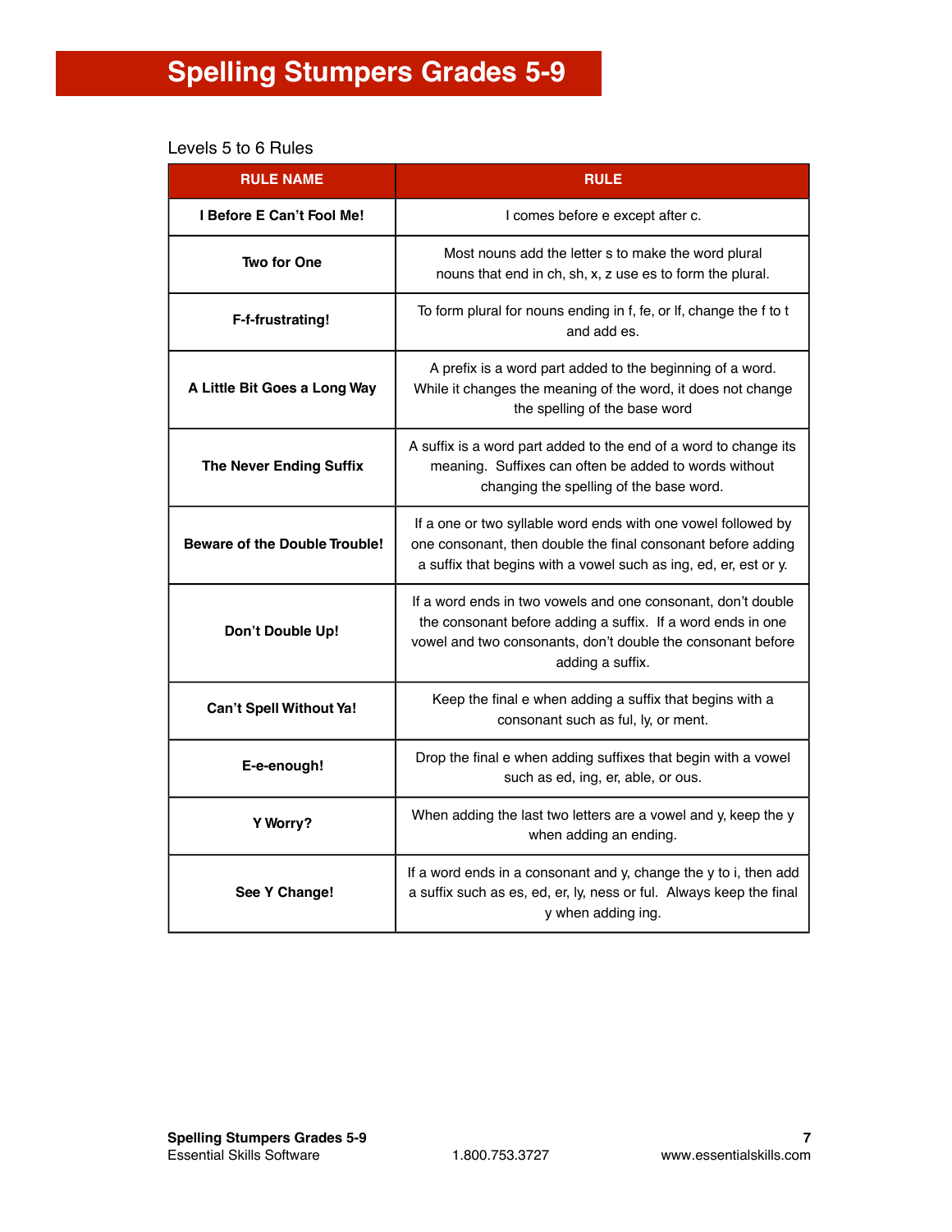# Spelling Stumpers Grades 5-9

Levels 5 to 6 Rules

| RULE NAME | RULE |
| --- | --- |
| **I Before E Can't Fool Me!** | I comes before e except after c. |
| **Two for One** | Most nouns add the letter s to make the word plural nouns that end in ch, sh, x, z use es to form the plural. |
| **F-f-frustrating!** | To form plural for nouns ending in f, fe, or lf, change the f to t and add es. |
| **A Little Bit Goes a Long Way** | A prefix is a word part added to the beginning of a word. While it changes the meaning of the word, it does not change the spelling of the base word |
| **The Never Ending Suffix** | A suffix is a word part added to the end of a word to change its meaning. Suffixes can often be added to words without changing the spelling of the base word. |
| **Beware of the Double Trouble!** | If a one or two syllable word ends with one vowel followed by one consonant, then double the final consonant before adding a suffix that begins with a vowel such as ing, ed, er, est or y. |
| **Don't Double Up!** | If a word ends in two vowels and one consonant, don't double the consonant before adding a suffix. If a word ends in one vowel and two consonants, don't double the consonant before adding a suffix. |
| **Can't Spell Without Ya!** | Keep the final e when adding a suffix that begins with a consonant such as ful, ly, or ment. |
| **E-e-enough!** | Drop the final e when adding suffixes that begin with a vowel such as ed, ing, er, able, or ous. |
| **Y Worry?** | When adding the last two letters are a vowel and y, keep the y when adding an ending. |
| **See Y Change!** | If a word ends in a consonant and y, change the y to i, then add a suffix such as es, ed, er, ly, ness or ful. Always keep the final y when adding ing. |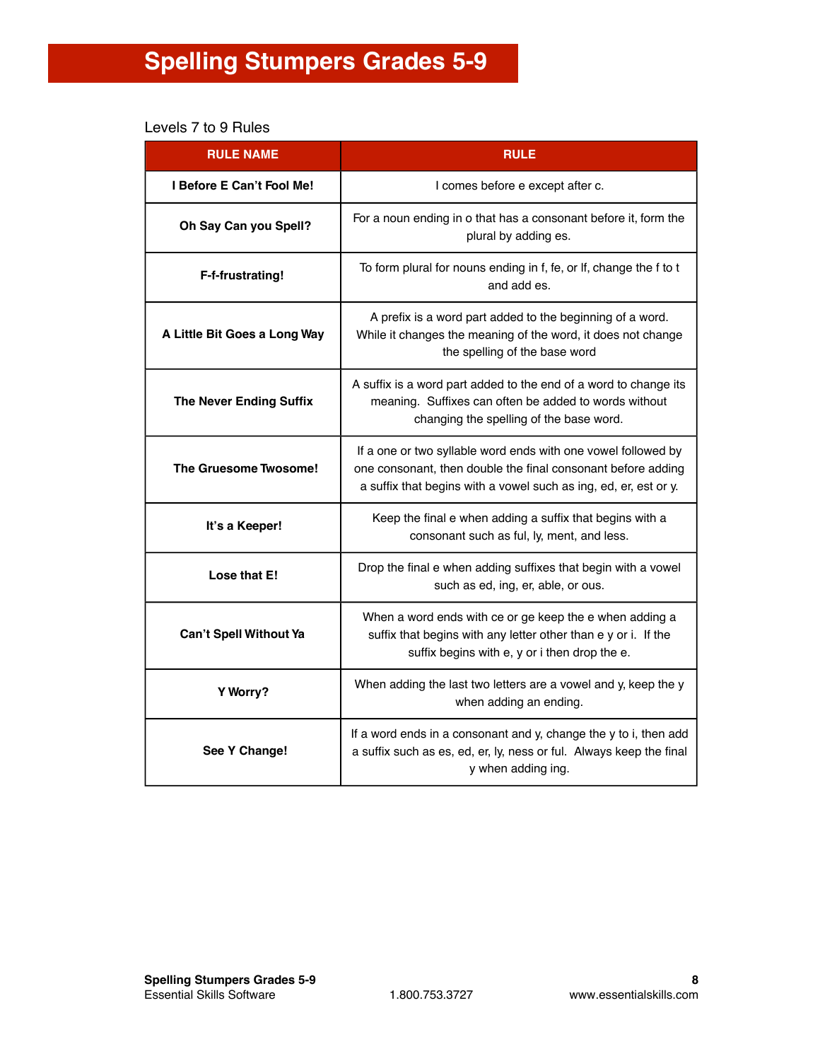# Spelling Stumpers Grades 5-9

Levels 7 to 9 Rules

| RULE NAME | RULE |
|---|---|
| **I Before E Can't Fool Me!** | I comes before e except after c. |
| **Oh Say Can you Spell?** | For a noun ending in o that has a consonant before it, form the plural by adding es. |
| **F-f-frustrating!** | To form plural for nouns ending in f, fe, or lf, change the f to t and add es. |
| **A Little Bit Goes a Long Way** | A prefix is a word part added to the beginning of a word. While it changes the meaning of the word, it does not change the spelling of the base word |
| **The Never Ending Suffix** | A suffix is a word part added to the end of a word to change its meaning. Suffixes can often be added to words without changing the spelling of the base word. |
| **The Gruesome Twosome!** | If a one or two syllable word ends with one vowel followed by one consonant, then double the final consonant before adding a suffix that begins with a vowel such as ing, ed, er, est or y. |
| **It's a Keeper!** | Keep the final e when adding a suffix that begins with a consonant such as ful, ly, ment, and less. |
| **Lose that E!** | Drop the final e when adding suffixes that begin with a vowel such as ed, ing, er, able, or ous. |
| **Can't Spell Without Ya** | When a word ends with ce or ge keep the e when adding a suffix that begins with any letter other than e y or i. If the suffix begins with e, y or i then drop the e. |
| **Y Worry?** | When adding the last two letters are a vowel and y, keep the y when adding an ending. |
| **See Y Change!** | If a word ends in a consonant and y, change the y to i, then add a suffix such as es, ed, er, ly, ness or ful. Always keep the final y when adding ing. |